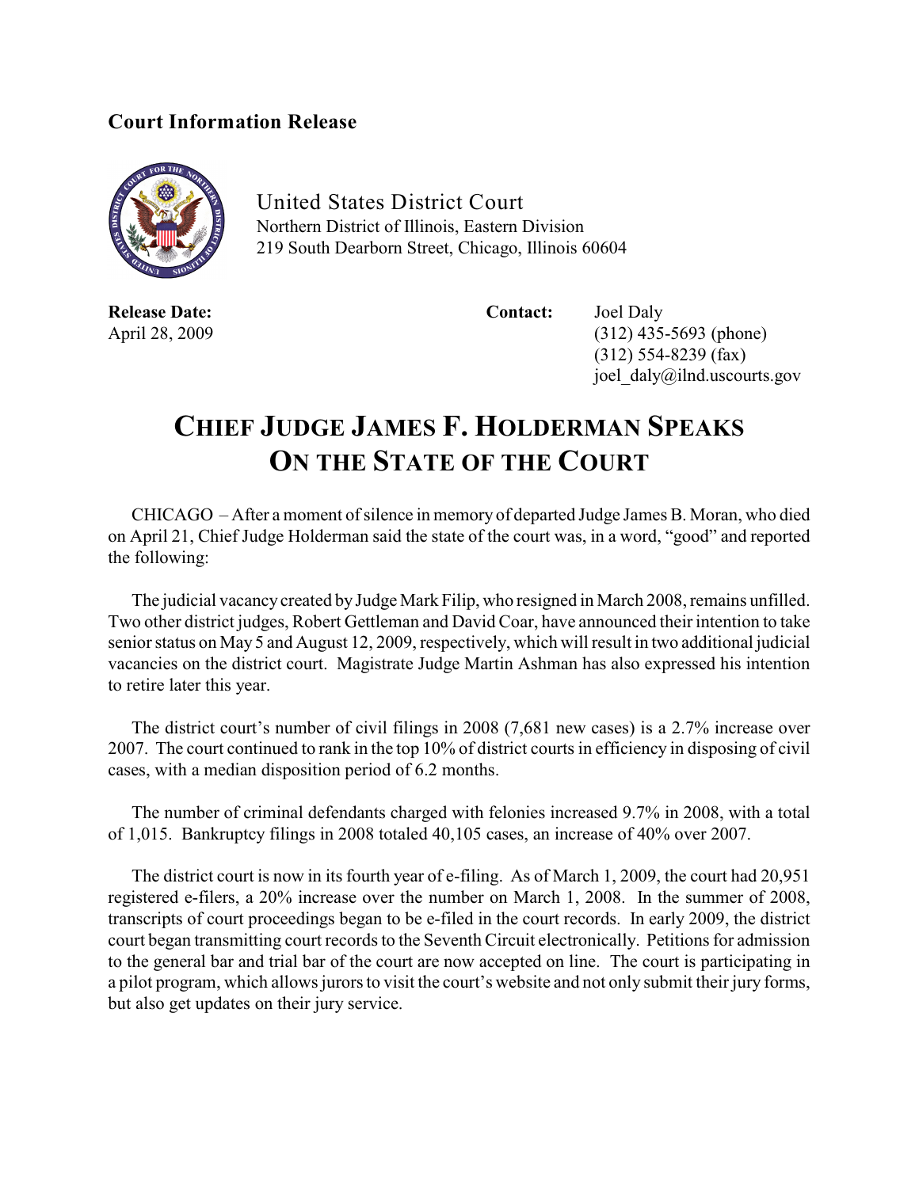**Court Information Release**

United States District Court
Northern District of Illinois, Eastern Division
219 South Dearborn Street, Chicago, Illinois 60604

**Release Date:**
April 28, 2009

**Contact:** Joel Daly
(312) 435-5693 (phone)
(312) 554-8239 (fax)
joel_daly@ilnd.uscourts.gov

# CHIEF JUDGE JAMES F. HOLDERMAN SPEAKS ON THE STATE OF THE COURT

CHICAGO – After a moment of silence in memory of departed Judge James B. Moran, who died on April 21, Chief Judge Holderman said the state of the court was, in a word, "good" and reported the following:

The judicial vacancy created by Judge Mark Filip, who resigned in March 2008, remains unfilled. Two other district judges, Robert Gettleman and David Coar, have announced their intention to take senior status on May 5 and August 12, 2009, respectively, which will result in two additional judicial vacancies on the district court. Magistrate Judge Martin Ashman has also expressed his intention to retire later this year.

The district court's number of civil filings in 2008 (7,681 new cases) is a 2.7% increase over 2007. The court continued to rank in the top 10% of district courts in efficiency in disposing of civil cases, with a median disposition period of 6.2 months.

The number of criminal defendants charged with felonies increased 9.7% in 2008, with a total of 1,015. Bankruptcy filings in 2008 totaled 40,105 cases, an increase of 40% over 2007.

The district court is now in its fourth year of e-filing. As of March 1, 2009, the court had 20,951 registered e-filers, a 20% increase over the number on March 1, 2008. In the summer of 2008, transcripts of court proceedings began to be e-filed in the court records. In early 2009, the district court began transmitting court records to the Seventh Circuit electronically. Petitions for admission to the general bar and trial bar of the court are now accepted on line. The court is participating in a pilot program, which allows jurors to visit the court's website and not only submit their jury forms, but also get updates on their jury service.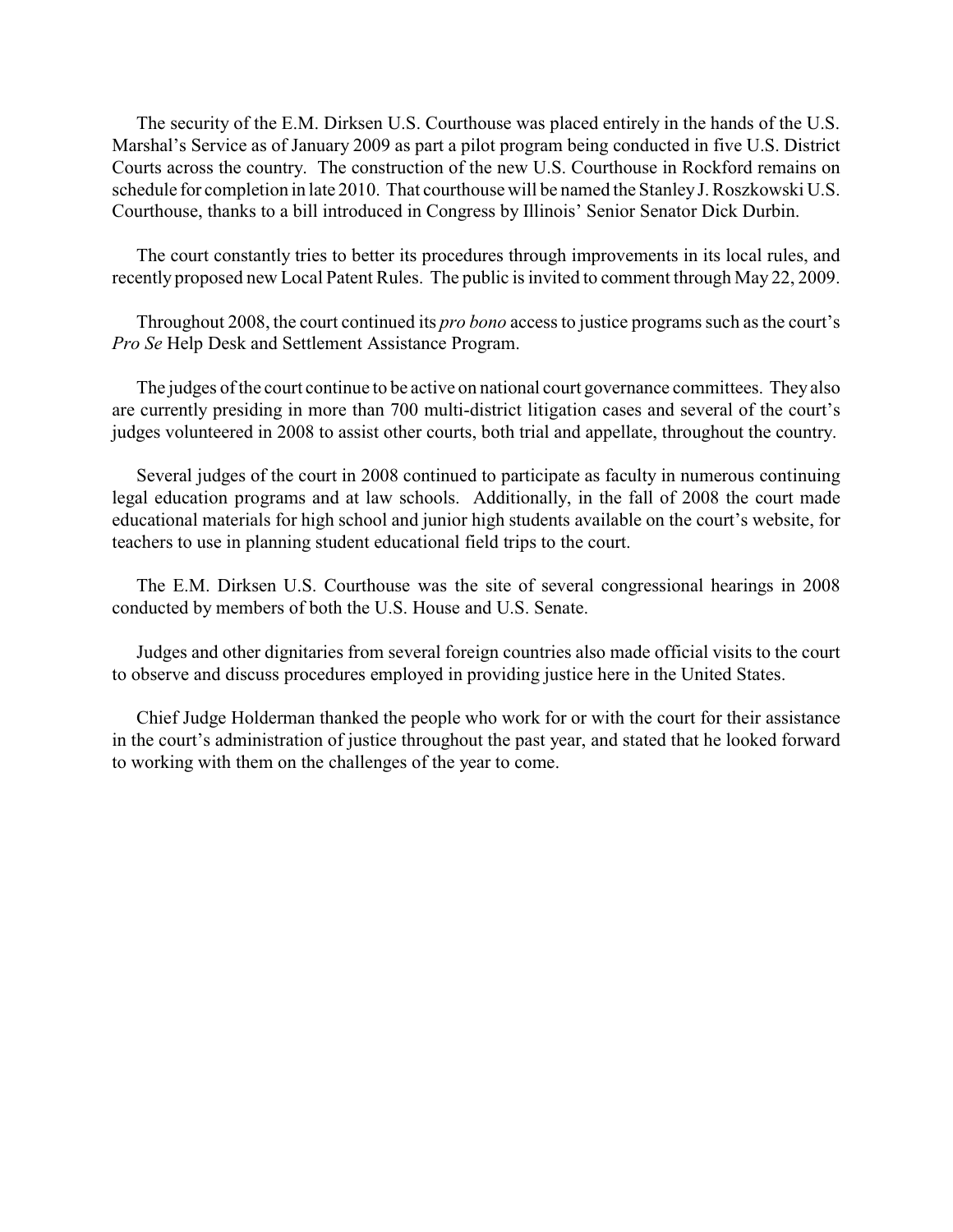The security of the E.M. Dirksen U.S. Courthouse was placed entirely in the hands of the U.S. Marshal's Service as of January 2009 as part a pilot program being conducted in five U.S. District Courts across the country. The construction of the new U.S. Courthouse in Rockford remains on schedule for completion in late 2010. That courthouse will be named the Stanley J. Roszkowski U.S. Courthouse, thanks to a bill introduced in Congress by Illinois' Senior Senator Dick Durbin.

The court constantly tries to better its procedures through improvements in its local rules, and recently proposed new Local Patent Rules. The public is invited to comment through May 22, 2009.

Throughout 2008, the court continued its *pro bono* access to justice programs such as the court's *Pro Se* Help Desk and Settlement Assistance Program.

The judges of the court continue to be active on national court governance committees. They also are currently presiding in more than 700 multi-district litigation cases and several of the court's judges volunteered in 2008 to assist other courts, both trial and appellate, throughout the country.

Several judges of the court in 2008 continued to participate as faculty in numerous continuing legal education programs and at law schools. Additionally, in the fall of 2008 the court made educational materials for high school and junior high students available on the court's website, for teachers to use in planning student educational field trips to the court.

The E.M. Dirksen U.S. Courthouse was the site of several congressional hearings in 2008 conducted by members of both the U.S. House and U.S. Senate.

Judges and other dignitaries from several foreign countries also made official visits to the court to observe and discuss procedures employed in providing justice here in the United States.

Chief Judge Holderman thanked the people who work for or with the court for their assistance in the court's administration of justice throughout the past year, and stated that he looked forward to working with them on the challenges of the year to come.